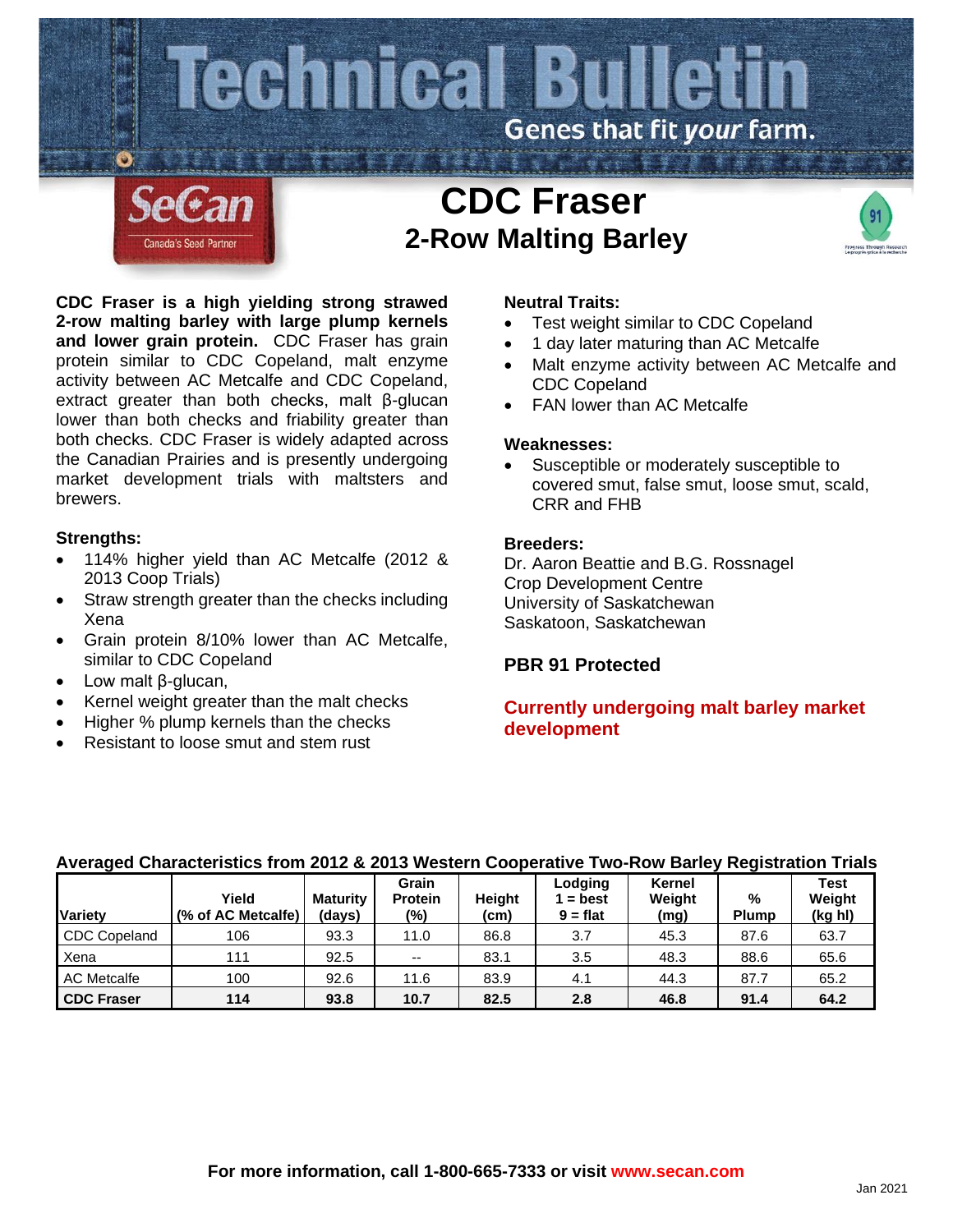# Technical Bulletin

Genes that fit *your* farm.

SeCan
Canada's Seed Partner

# CDC Fraser

## 2-Row Malting Barley

**CDC Fraser is a high yielding strong strawed 2-row malting barley with large plump kernels and lower grain protein.** CDC Fraser has grain protein similar to CDC Copeland, malt enzyme activity between AC Metcalfe and CDC Copeland, extract greater than both checks, malt β-glucan lower than both checks and friability greater than both checks. CDC Fraser is widely adapted across the Canadian Prairies and is presently undergoing market development trials with maltsters and brewers.

### Strengths:

- 114% higher yield than AC Metcalfe (2012 & 2013 Coop Trials)
- Straw strength greater than the checks including Xena
- Grain protein 8/10% lower than AC Metcalfe, similar to CDC Copeland
- Low malt β-glucan,
- Kernel weight greater than the malt checks
- Higher % plump kernels than the checks
- Resistant to loose smut and stem rust

### Neutral Traits:

- Test weight similar to CDC Copeland
- 1 day later maturing than AC Metcalfe
- Malt enzyme activity between AC Metcalfe and CDC Copeland
- FAN lower than AC Metcalfe

### Weaknesses:

- Susceptible or moderately susceptible to covered smut, false smut, loose smut, scald, CRR and FHB

### Breeders:

Dr. Aaron Beattie and B.G. Rossnagel
Crop Development Centre
University of Saskatchewan
Saskatoon, Saskatchewan

### PBR 91 Protected

**Currently undergoing malt barley market development**

**Averaged Characteristics from 2012 & 2013 Western Cooperative Two-Row Barley Registration Trials**

| Variety | Yield (% of AC Metcalfe) | Maturity (days) | Grain Protein (%) | Height (cm) | Lodging 1 = best 9 = flat | Kernel Weight (mg) | % Plump | Test Weight (kg hl) |
|---|---|---|---|---|---|---|---|---|
| CDC Copeland | 106 | 93.3 | 11.0 | 86.8 | 3.7 | 45.3 | 87.6 | 63.7 |
| Xena | 111 | 92.5 | -- | 83.1 | 3.5 | 48.3 | 88.6 | 65.6 |
| AC Metcalfe | 100 | 92.6 | 11.6 | 83.9 | 4.1 | 44.3 | 87.7 | 65.2 |
| **CDC Fraser** | **114** | **93.8** | **10.7** | **82.5** | **2.8** | **46.8** | **91.4** | **64.2** |

**For more information, call 1-800-665-7333 or visit www.secan.com**

Jan 2021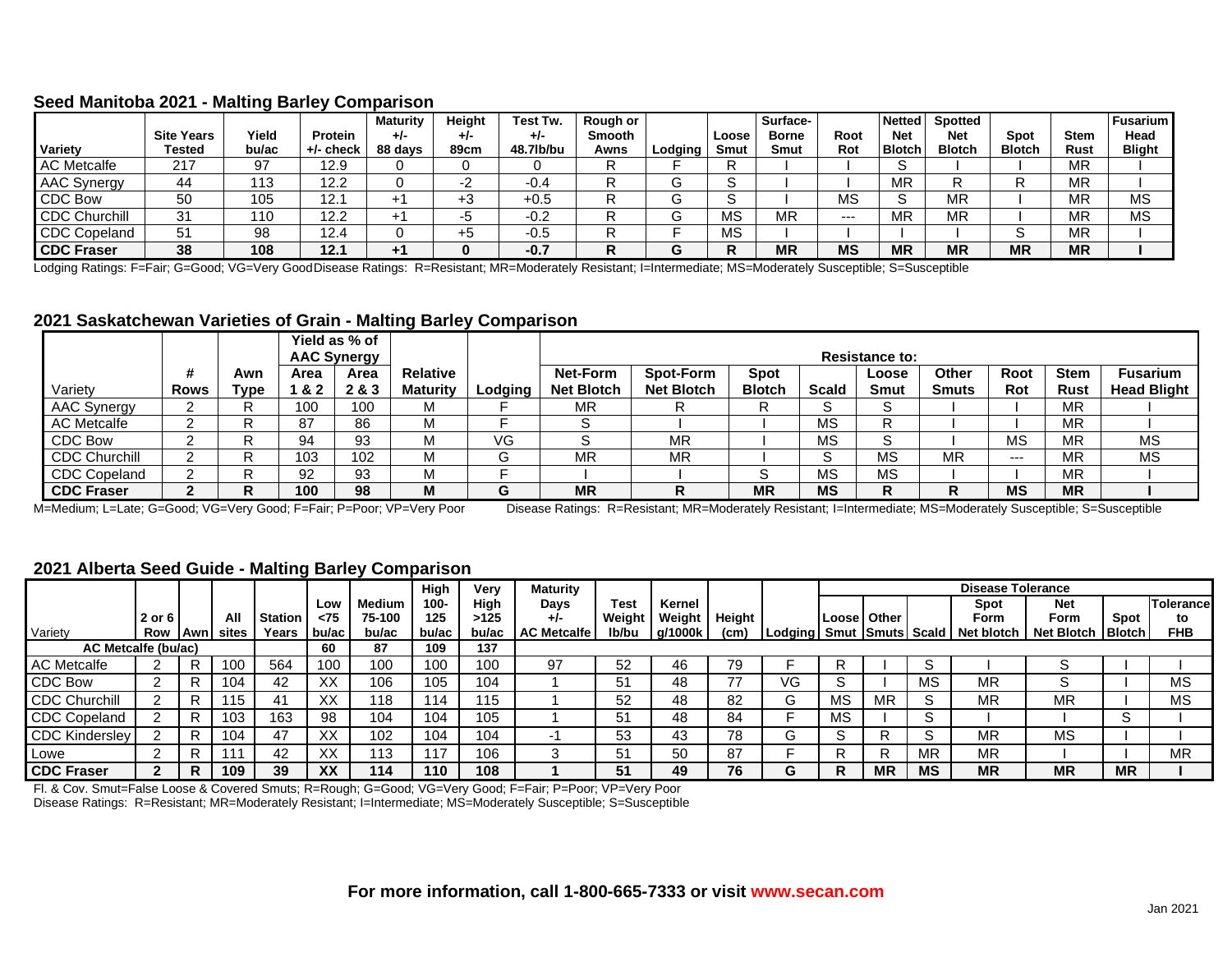## Seed Manitoba 2021 - Malting Barley Comparison

| Variety | Site Years Tested | Yield bu/ac | Protein +/- check | Maturity +/- 88 days | Height +/- 89cm | Test Tw. +/- 48.7lb/bu | Rough or Smooth Awns | Lodging | Loose Smut | Surface-Borne Smut | Root Rot | Netted Net Blotch | Spotted Net Blotch | Spot Blotch | Stem Rust | Fusarium Head Blight |
|---|---|---|---|---|---|---|---|---|---|---|---|---|---|---|---|---|
| AC Metcalfe | 217 | 97 | 12.9 | 0 | 0 | 0 | R | F | R | I | I | S | I | I | MR | I |
| AAC Synergy | 44 | 113 | 12.2 | 0 | -2 | -0.4 | R | G | S | I | I | MR | R | R | MR | I |
| CDC Bow | 50 | 105 | 12.1 | +1 | +3 | +0.5 | R | G | S | I | MS | S | MR | I | MR | MS |
| CDC Churchill | 31 | 110 | 12.2 | +1 | -5 | -0.2 | R | G | MS | MR | --- | MR | MR | I | MR | MS |
| CDC Copeland | 51 | 98 | 12.4 | 0 | +5 | -0.5 | R | F | MS | I | I | I | I | S | MR | I |
| **CDC Fraser** | **38** | **108** | **12.1** | **+1** | **0** | **-0.7** | **R** | **G** | **R** | **MR** | **MS** | **MR** | **MR** | **MR** | **MR** | **I** |

Lodging Ratings: F=Fair; G=Good; VG=Very Good Disease Ratings: R=Resistant; MR=Moderately Resistant; I=Intermediate; MS=Moderately Susceptible; S=Susceptible

## 2021 Saskatchewan Varieties of Grain - Malting Barley Comparison

| | | | Yield as % of AAC Synergy | | | | Resistance to: | | | | | | | | | |
|---|---|---|---|---|---|---|---|---|---|---|---|---|---|---|---|---|
| Variety | # Rows | Awn Type | Area 1 & 2 | Area 2 & 3 | Relative Maturity | Lodging | Net-Form Net Blotch | Spot-Form Net Blotch | Spot Blotch | Scald | Loose Smut | Other Smuts | Root Rot | Stem Rust | Fusarium Head Blight |
| AAC Synergy | 2 | R | 100 | 100 | M | F | MR | R | R | S | S | I | I | MR | I |
| AC Metcalfe | 2 | R | 87 | 86 | M | F | S | I | I | MS | R | I | I | MR | I |
| CDC Bow | 2 | R | 94 | 93 | M | VG | S | MR | I | MS | S | I | MS | MR | MS |
| CDC Churchill | 2 | R | 103 | 102 | M | G | MR | MR | I | S | MS | MR | --- | MR | MS |
| CDC Copeland | 2 | R | 92 | 93 | M | F | I | I | S | MS | MS | I | I | MR | I |
| **CDC Fraser** | **2** | **R** | **100** | **98** | **M** | **G** | **MR** | **R** | **MR** | **MS** | **R** | **R** | **MS** | **MR** | **I** |

M=Medium; L=Late; G=Good; VG=Very Good; F=Fair; P=Poor; VP=Very Poor

Disease Ratings: R=Resistant; MR=Moderately Resistant; I=Intermediate; MS=Moderately Susceptible; S=Susceptible

## 2021 Alberta Seed Guide - Malting Barley Comparison

| | | | | | | | | | | | | | | Disease Tolerance | | | | | | | |
|---|---|---|---|---|---|---|---|---|---|---|---|---|---|---|---|---|---|---|---|---|---|
| Variety | 2 or 6 Row | Awn | All sites | Station Years | Low <75 bu/ac | Medium 75-100 bu/ac | High 100-125 bu/ac | Very High >125 bu/ac | Maturity Days +/- AC Metcalfe | Test Weight lb/bu | Kernel Weight g/1000k | Height (cm) | Lodging | Loose Smut | Other Smuts | Scald | Spot Form Net blotch | Net Form Net Blotch | Spot Blotch | Tolerance to FHB |
| AC Metcalfe (bu/ac) | | | | | 60 | 87 | 109 | 137 | | | | | | | | | | | | |
| AC Metcalfe | 2 | R | 100 | 564 | 100 | 100 | 100 | 100 | 97 | 52 | 46 | 79 | F | R | I | S | I | S | I | I |
| CDC Bow | 2 | R | 104 | 42 | XX | 106 | 105 | 104 | 1 | 51 | 48 | 77 | VG | S | I | MS | MR | S | I | MS |
| CDC Churchill | 2 | R | 115 | 41 | XX | 118 | 114 | 115 | 1 | 52 | 48 | 82 | G | MS | MR | S | MR | MR | I | MS |
| CDC Copeland | 2 | R | 103 | 163 | 98 | 104 | 104 | 105 | 1 | 51 | 48 | 84 | F | MS | I | S | I | I | S | I |
| CDC Kindersley | 2 | R | 104 | 47 | XX | 102 | 104 | 104 | -1 | 53 | 43 | 78 | G | S | R | S | MR | MS | I | I |
| Lowe | 2 | R | 111 | 42 | XX | 113 | 117 | 106 | 3 | 51 | 50 | 87 | F | R | R | MR | MR | I | I | MR |
| **CDC Fraser** | **2** | **R** | **109** | **39** | **XX** | **114** | **110** | **108** | **1** | **51** | **49** | **76** | **G** | **R** | **MR** | **MS** | **MR** | **MR** | **MR** | **I** |

Fl. & Cov. Smut=False Loose & Covered Smuts; R=Rough; G=Good; VG=Very Good; F=Fair; P=Poor; VP=Very Poor

Disease Ratings: R=Resistant; MR=Moderately Resistant; I=Intermediate; MS=Moderately Susceptible; S=Susceptible

**For more information, call 1-800-665-7333 or visit www.secan.com**

Jan 2021